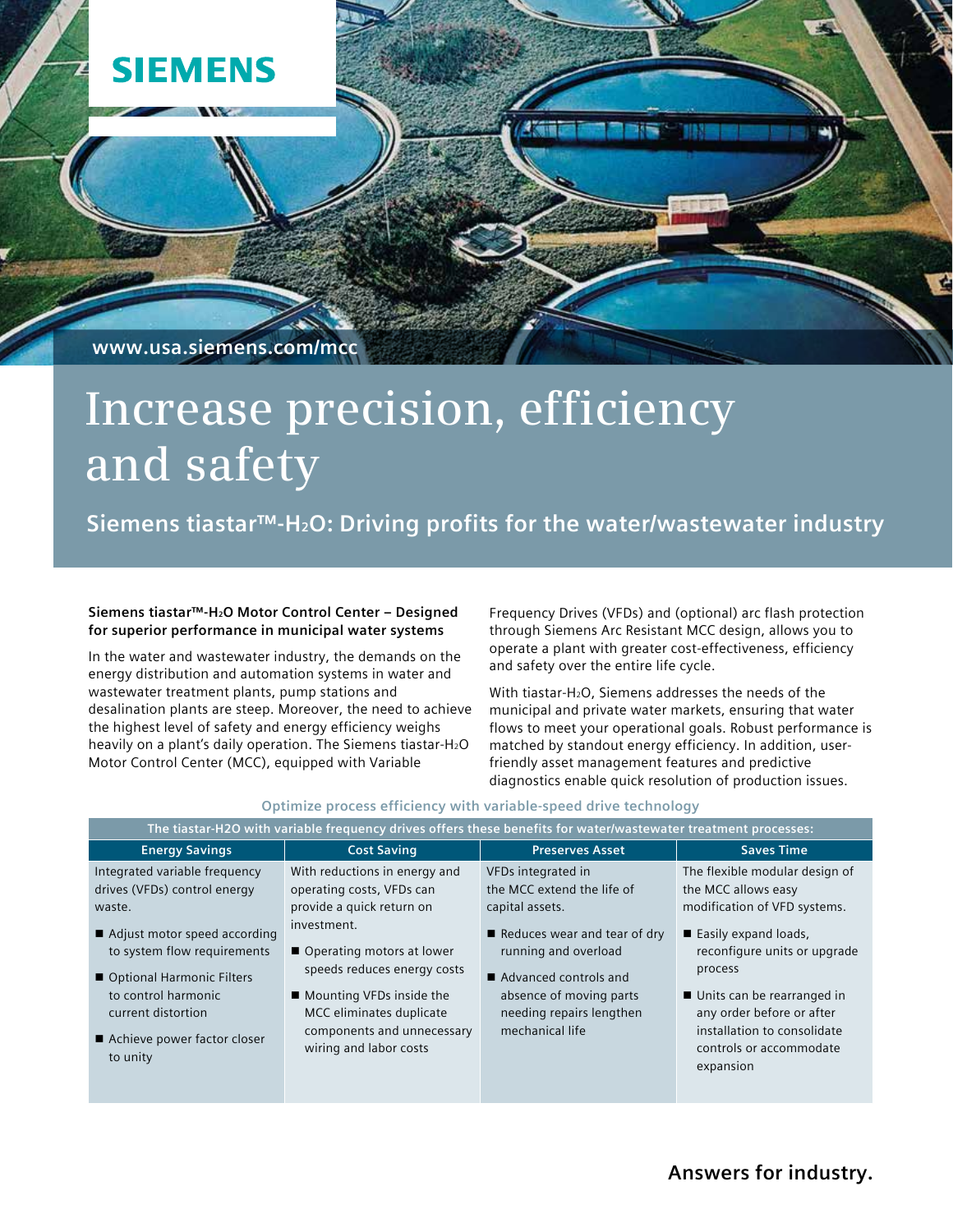SIEMENS

www.usa.siemens.com/mcc

# Increase precision, efficiency and safety

## Siemens tiastar™-$H_2O$: Driving profits for the water/wastewater industry

**Siemens tiastar™-$H_2O$ Motor Control Center – Designed for superior performance in municipal water systems**

In the water and wastewater industry, the demands on the energy distribution and automation systems in water and wastewater treatment plants, pump stations and desalination plants are steep. Moreover, the need to achieve the highest level of safety and energy efficiency weighs heavily on a plant's daily operation. The Siemens tiastar-$H_2O$ Motor Control Center (MCC), equipped with Variable Frequency Drives (VFDs) and (optional) arc flash protection through Siemens Arc Resistant MCC design, allows you to operate a plant with greater cost-effectiveness, efficiency and safety over the entire life cycle.

With tiastar-$H_2O$, Siemens addresses the needs of the municipal and private water markets, ensuring that water flows to meet your operational goals. Robust performance is matched by standout energy efficiency. In addition, user-friendly asset management features and predictive diagnostics enable quick resolution of production issues.

### Optimize process efficiency with variable-speed drive technology

The tiastar-H2O with variable frequency drives offers these benefits for water/wastewater treatment processes:

| Energy Savings | Cost Saving | Preserves Asset | Saves Time |
|---|---|---|---|
| Integrated variable frequency drives (VFDs) control energy waste.<br>■ Adjust motor speed according to system flow requirements<br>■ Optional Harmonic Filters to control harmonic current distortion<br>■ Achieve power factor closer to unity | With reductions in energy and operating costs, VFDs can provide a quick return on investment.<br>■ Operating motors at lower speeds reduces energy costs<br>■ Mounting VFDs inside the MCC eliminates duplicate components and unnecessary wiring and labor costs | VFDs integrated in the MCC extend the life of capital assets.<br>■ Reduces wear and tear of dry running and overload<br>■ Advanced controls and absence of moving parts needing repairs lengthen mechanical life | The flexible modular design of the MCC allows easy modification of VFD systems.<br>■ Easily expand loads, reconfigure units or upgrade process<br>■ Units can be rearranged in any order before or after installation to consolidate controls or accommodate expansion |

**Answers for industry.**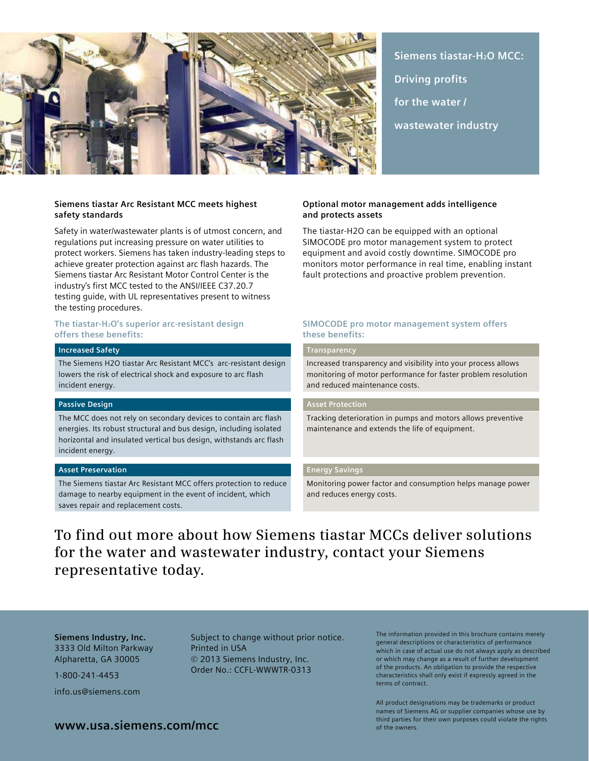## Siemens tiastar-$H_2O$ MCC: Driving profits for the water / wastewater industry

### Siemens tiastar Arc Resistant MCC meets highest safety standards

Safety in water/wastewater plants is of utmost concern, and regulations put increasing pressure on water utilities to protect workers. Siemens has taken industry-leading steps to achieve greater protection against arc flash hazards. The Siemens tiastar Arc Resistant Motor Control Center is the industry's first MCC tested to the ANSI/IEEE C37.20.7 testing guide, with UL representatives present to witness the testing procedures.

#### The tiastar-$H_2O$'s superior arc-resistant design offers these benefits:

**Increased Safety**

The Siemens H2O tiastar Arc Resistant MCC's arc-resistant design lowers the risk of electrical shock and exposure to arc flash incident energy.

**Passive Design**

The MCC does not rely on secondary devices to contain arc flash energies. Its robust structural and bus design, including isolated horizontal and insulated vertical bus design, withstands arc flash incident energy.

**Asset Preservation**

The Siemens tiastar Arc Resistant MCC offers protection to reduce damage to nearby equipment in the event of incident, which saves repair and replacement costs.

### Optional motor management adds intelligence and protects assets

The tiastar-H2O can be equipped with an optional SIMOCODE pro motor management system to protect equipment and avoid costly downtime. SIMOCODE pro monitors motor performance in real time, enabling instant fault protections and proactive problem prevention.

#### SIMOCODE pro motor management system offers these benefits:

**Transparency**

Increased transparency and visibility into your process allows monitoring of motor performance for faster problem resolution and reduced maintenance costs.

**Asset Protection**

Tracking deterioration in pumps and motors allows preventive maintenance and extends the life of equipment.

**Energy Savings**

Monitoring power factor and consumption helps manage power and reduces energy costs.

## To find out more about how Siemens tiastar MCCs deliver solutions for the water and wastewater industry, contact your Siemens representative today.

**Siemens Industry, Inc.**
3333 Old Milton Parkway
Alpharetta, GA 30005

1-800-241-4453

info.us@siemens.com

**www.usa.siemens.com/mcc**

Subject to change without prior notice.
Printed in USA
© 2013 Siemens Industry, Inc.
Order No.: CCFL-WWWTR-0313

The information provided in this brochure contains merely general descriptions or characteristics of performance which in case of actual use do not always apply as described or which may change as a result of further development of the products. An obligation to provide the respective characteristics shall only exist if expressly agreed in the terms of contract.

All product designations may be trademarks or product names of Siemens AG or supplier companies whose use by third parties for their own purposes could violate the rights of the owners.